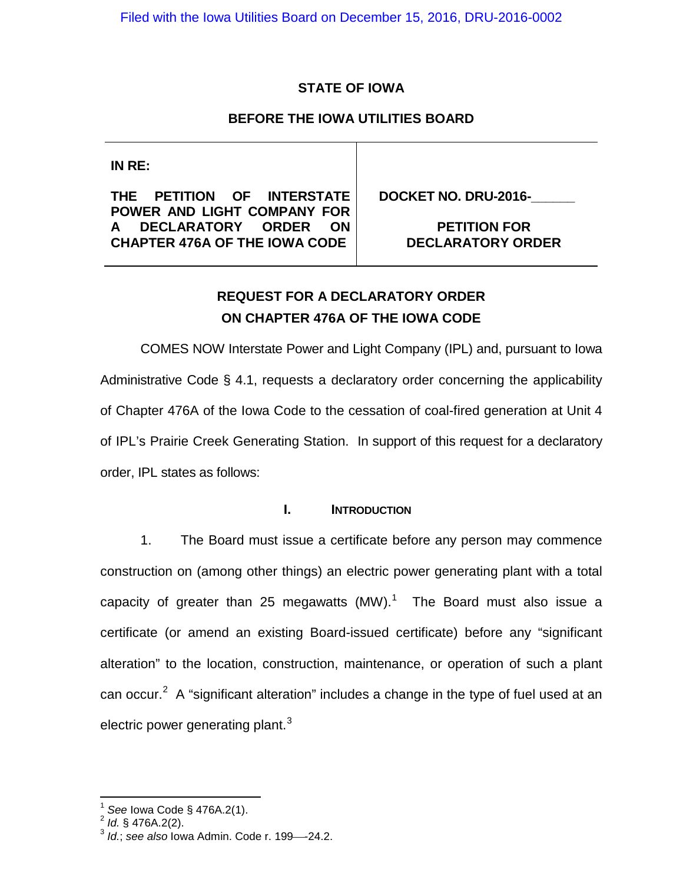Filed with the Iowa Utilities Board on December 15, 2016, DRU-2016-0002

**STATE OF IOWA**

**BEFORE THE IOWA UTILITIES BOARD**

| IN RE: THE PETITION OF INTERSTATE POWER AND LIGHT COMPANY FOR A DECLARATORY ORDER ON CHAPTER 476A OF THE IOWA CODE | DOCKET NO. DRU-2016-______ PETITION FOR DECLARATORY ORDER |
|---|---|

## REQUEST FOR A DECLARATORY ORDER ON CHAPTER 476A OF THE IOWA CODE

COMES NOW Interstate Power and Light Company (IPL) and, pursuant to Iowa Administrative Code § 4.1, requests a declaratory order concerning the applicability of Chapter 476A of the Iowa Code to the cessation of coal-fired generation at Unit 4 of IPL's Prairie Creek Generating Station. In support of this request for a declaratory order, IPL states as follows:

### I. INTRODUCTION

1. The Board must issue a certificate before any person may commence construction on (among other things) an electric power generating plant with a total capacity of greater than 25 megawatts (MW).[1] The Board must also issue a certificate (or amend an existing Board-issued certificate) before any "significant alteration" to the location, construction, maintenance, or operation of such a plant can occur.[2] A "significant alteration" includes a change in the type of fuel used at an electric power generating plant.[3]

---

[1] *See* Iowa Code § 476A.2(1).
[2] *Id.* § 476A.2(2).
[3] *Id.*; *see also* Iowa Admin. Code r. 199—24.2.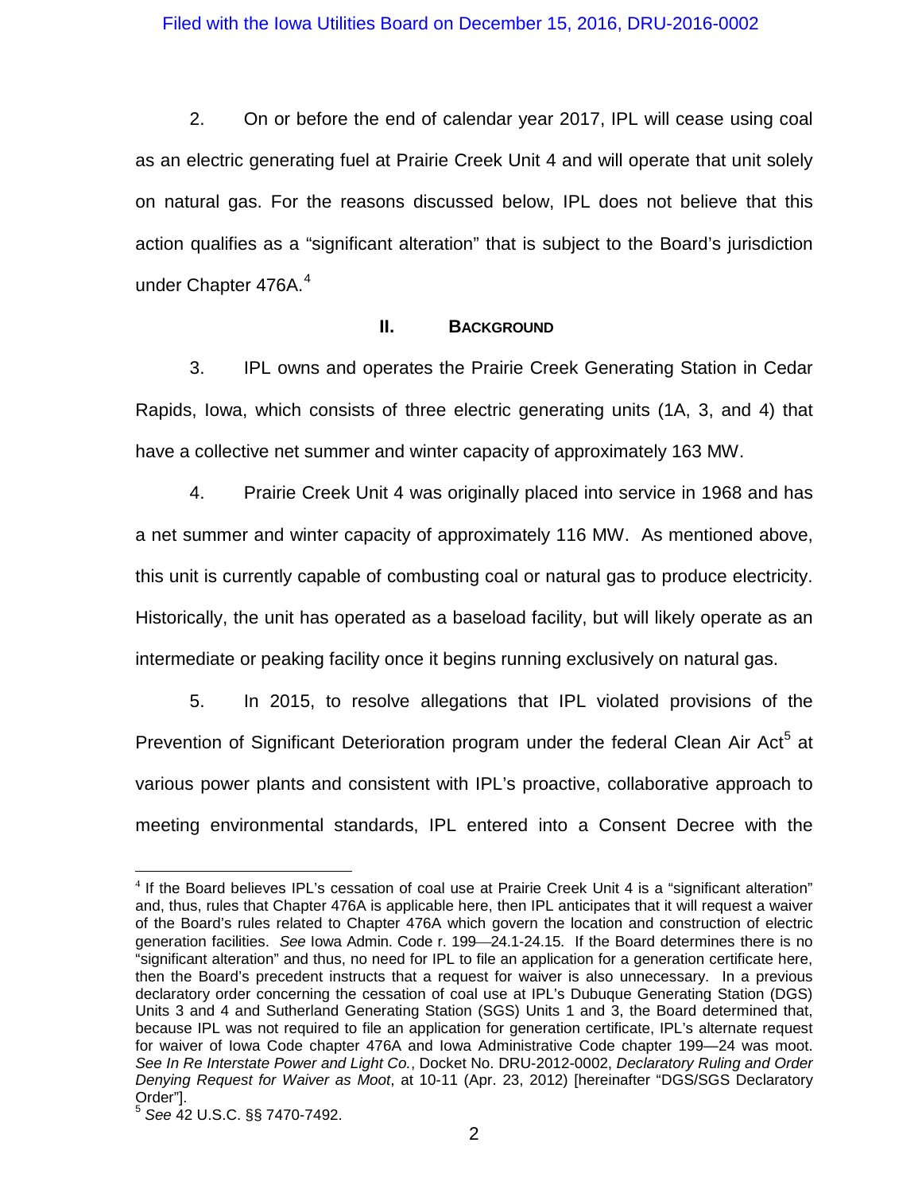2. On or before the end of calendar year 2017, IPL will cease using coal as an electric generating fuel at Prairie Creek Unit 4 and will operate that unit solely on natural gas. For the reasons discussed below, IPL does not believe that this action qualifies as a "significant alteration" that is subject to the Board's jurisdiction under Chapter 476A.[4]

## II. Background

3. IPL owns and operates the Prairie Creek Generating Station in Cedar Rapids, Iowa, which consists of three electric generating units (1A, 3, and 4) that have a collective net summer and winter capacity of approximately 163 MW.

4. Prairie Creek Unit 4 was originally placed into service in 1968 and has a net summer and winter capacity of approximately 116 MW. As mentioned above, this unit is currently capable of combusting coal or natural gas to produce electricity. Historically, the unit has operated as a baseload facility, but will likely operate as an intermediate or peaking facility once it begins running exclusively on natural gas.

5. In 2015, to resolve allegations that IPL violated provisions of the Prevention of Significant Deterioration program under the federal Clean Air Act[5] at various power plants and consistent with IPL's proactive, collaborative approach to meeting environmental standards, IPL entered into a Consent Decree with the

---

[4] If the Board believes IPL's cessation of coal use at Prairie Creek Unit 4 is a "significant alteration" and, thus, rules that Chapter 476A is applicable here, then IPL anticipates that it will request a waiver of the Board's rules related to Chapter 476A which govern the location and construction of electric generation facilities. *See* Iowa Admin. Code r. 199—24.1-24.15. If the Board determines there is no "significant alteration" and thus, no need for IPL to file an application for a generation certificate here, then the Board's precedent instructs that a request for waiver is also unnecessary. In a previous declaratory order concerning the cessation of coal use at IPL's Dubuque Generating Station (DGS) Units 3 and 4 and Sutherland Generating Station (SGS) Units 1 and 3, the Board determined that, because IPL was not required to file an application for generation certificate, IPL's alternate request for waiver of Iowa Code chapter 476A and Iowa Administrative Code chapter 199—24 was moot. *See In Re Interstate Power and Light Co.*, Docket No. DRU-2012-0002, *Declaratory Ruling and Order Denying Request for Waiver as Moot*, at 10-11 (Apr. 23, 2012) [hereinafter "DGS/SGS Declaratory Order"].

[5] *See* 42 U.S.C. §§ 7470-7492.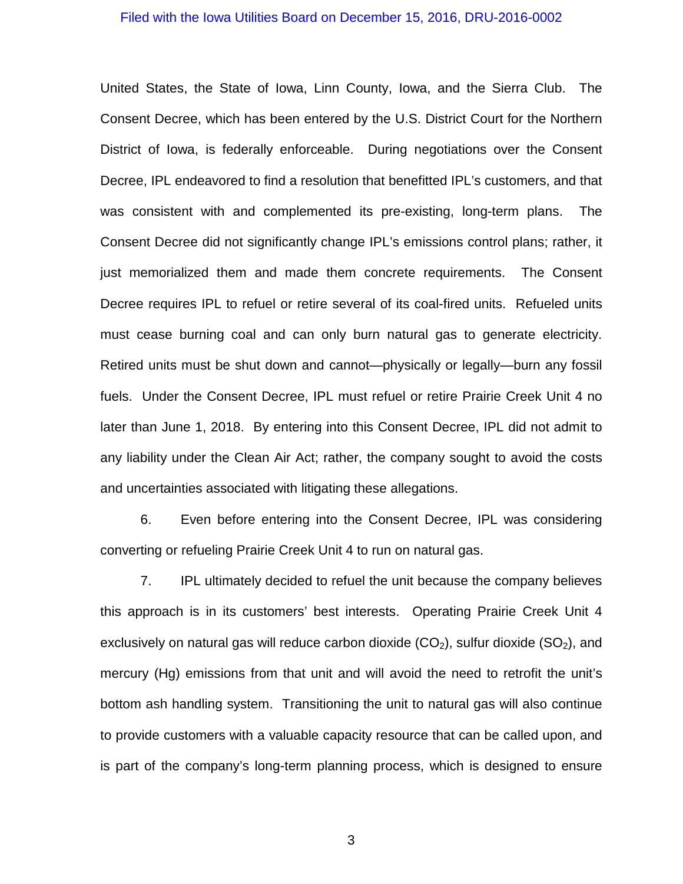United States, the State of Iowa, Linn County, Iowa, and the Sierra Club. The Consent Decree, which has been entered by the U.S. District Court for the Northern District of Iowa, is federally enforceable. During negotiations over the Consent Decree, IPL endeavored to find a resolution that benefitted IPL's customers, and that was consistent with and complemented its pre-existing, long-term plans. The Consent Decree did not significantly change IPL's emissions control plans; rather, it just memorialized them and made them concrete requirements. The Consent Decree requires IPL to refuel or retire several of its coal-fired units. Refueled units must cease burning coal and can only burn natural gas to generate electricity. Retired units must be shut down and cannot—physically or legally—burn any fossil fuels. Under the Consent Decree, IPL must refuel or retire Prairie Creek Unit 4 no later than June 1, 2018. By entering into this Consent Decree, IPL did not admit to any liability under the Clean Air Act; rather, the company sought to avoid the costs and uncertainties associated with litigating these allegations.

6. Even before entering into the Consent Decree, IPL was considering converting or refueling Prairie Creek Unit 4 to run on natural gas.

7. IPL ultimately decided to refuel the unit because the company believes this approach is in its customers' best interests. Operating Prairie Creek Unit 4 exclusively on natural gas will reduce carbon dioxide ($CO_2$), sulfur dioxide ($SO_2$), and mercury (Hg) emissions from that unit and will avoid the need to retrofit the unit's bottom ash handling system. Transitioning the unit to natural gas will also continue to provide customers with a valuable capacity resource that can be called upon, and is part of the company's long-term planning process, which is designed to ensure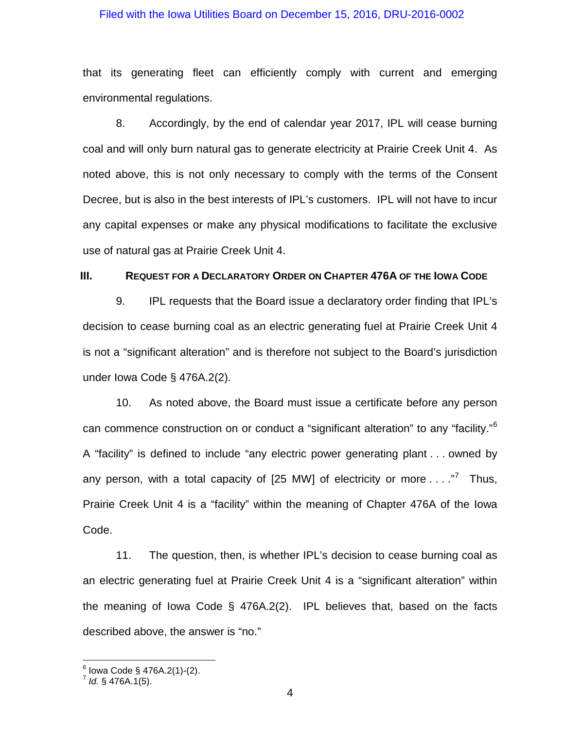that its generating fleet can efficiently comply with current and emerging environmental regulations.

8. Accordingly, by the end of calendar year 2017, IPL will cease burning coal and will only burn natural gas to generate electricity at Prairie Creek Unit 4. As noted above, this is not only necessary to comply with the terms of the Consent Decree, but is also in the best interests of IPL's customers. IPL will not have to incur any capital expenses or make any physical modifications to facilitate the exclusive use of natural gas at Prairie Creek Unit 4.

## III. Request for a Declaratory Order on Chapter 476A of the Iowa Code

9. IPL requests that the Board issue a declaratory order finding that IPL's decision to cease burning coal as an electric generating fuel at Prairie Creek Unit 4 is not a "significant alteration" and is therefore not subject to the Board's jurisdiction under Iowa Code § 476A.2(2).

10. As noted above, the Board must issue a certificate before any person can commence construction on or conduct a "significant alteration" to any "facility."[6] A "facility" is defined to include "any electric power generating plant . . . owned by any person, with a total capacity of [25 MW] of electricity or more . . . ."[7] Thus, Prairie Creek Unit 4 is a "facility" within the meaning of Chapter 476A of the Iowa Code.

11. The question, then, is whether IPL's decision to cease burning coal as an electric generating fuel at Prairie Creek Unit 4 is a "significant alteration" within the meaning of Iowa Code § 476A.2(2). IPL believes that, based on the facts described above, the answer is "no."

---

[6] Iowa Code § 476A.2(1)-(2).

[7] *Id.* § 476A.1(5).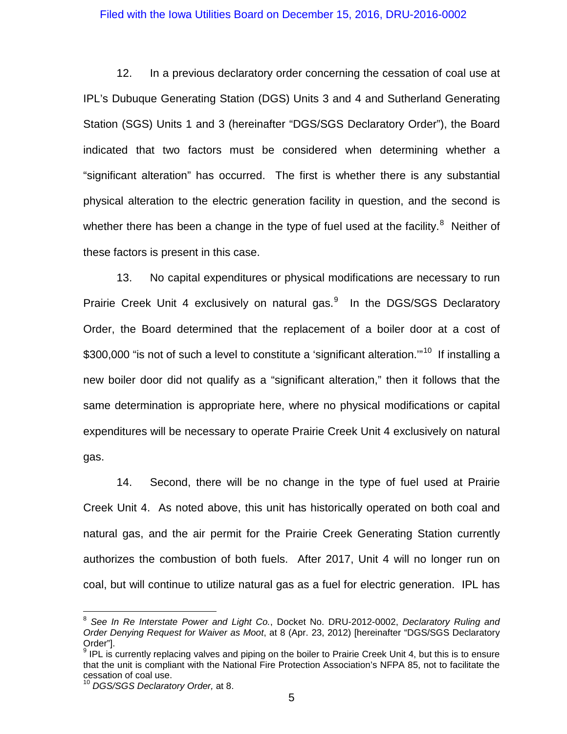12. In a previous declaratory order concerning the cessation of coal use at IPL's Dubuque Generating Station (DGS) Units 3 and 4 and Sutherland Generating Station (SGS) Units 1 and 3 (hereinafter "DGS/SGS Declaratory Order"), the Board indicated that two factors must be considered when determining whether a "significant alteration" has occurred. The first is whether there is any substantial physical alteration to the electric generation facility in question, and the second is whether there has been a change in the type of fuel used at the facility.[8] Neither of these factors is present in this case.

13. No capital expenditures or physical modifications are necessary to run Prairie Creek Unit 4 exclusively on natural gas.[9] In the DGS/SGS Declaratory Order, the Board determined that the replacement of a boiler door at a cost of $300,000 "is not of such a level to constitute a 'significant alteration.'"[10] If installing a new boiler door did not qualify as a "significant alteration," then it follows that the same determination is appropriate here, where no physical modifications or capital expenditures will be necessary to operate Prairie Creek Unit 4 exclusively on natural gas.

14. Second, there will be no change in the type of fuel used at Prairie Creek Unit 4. As noted above, this unit has historically operated on both coal and natural gas, and the air permit for the Prairie Creek Generating Station currently authorizes the combustion of both fuels. After 2017, Unit 4 will no longer run on coal, but will continue to utilize natural gas as a fuel for electric generation. IPL has

---

[8] *See In Re Interstate Power and Light Co.*, Docket No. DRU-2012-0002, *Declaratory Ruling and Order Denying Request for Waiver as Moot*, at 8 (Apr. 23, 2012) [hereinafter "DGS/SGS Declaratory Order"].

[9] IPL is currently replacing valves and piping on the boiler to Prairie Creek Unit 4, but this is to ensure that the unit is compliant with the National Fire Protection Association's NFPA 85, not to facilitate the cessation of coal use.

[10] *DGS/SGS Declaratory Order,* at 8.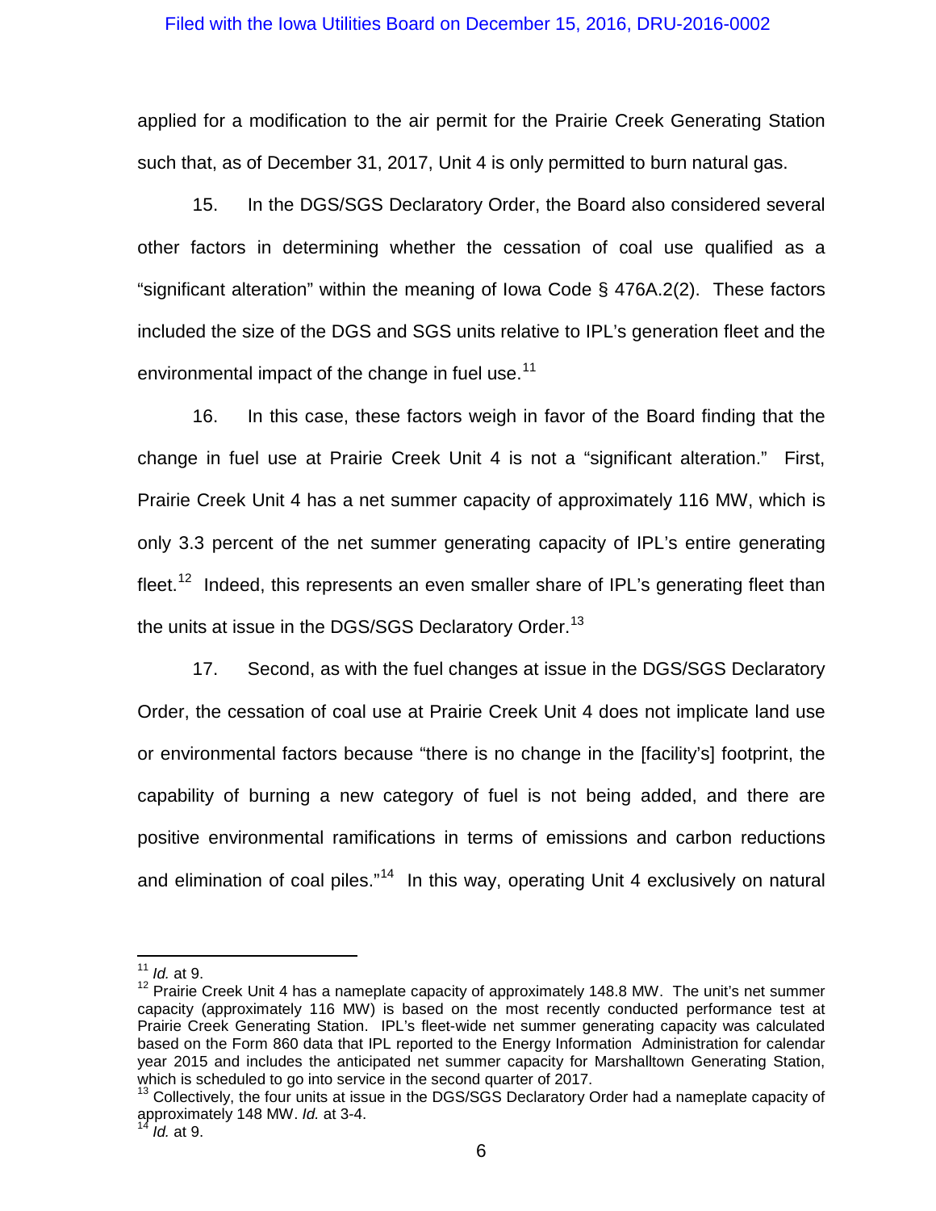applied for a modification to the air permit for the Prairie Creek Generating Station such that, as of December 31, 2017, Unit 4 is only permitted to burn natural gas.

15. In the DGS/SGS Declaratory Order, the Board also considered several other factors in determining whether the cessation of coal use qualified as a "significant alteration" within the meaning of Iowa Code § 476A.2(2). These factors included the size of the DGS and SGS units relative to IPL's generation fleet and the environmental impact of the change in fuel use.[11]

16. In this case, these factors weigh in favor of the Board finding that the change in fuel use at Prairie Creek Unit 4 is not a "significant alteration." First, Prairie Creek Unit 4 has a net summer capacity of approximately 116 MW, which is only 3.3 percent of the net summer generating capacity of IPL's entire generating fleet.[12] Indeed, this represents an even smaller share of IPL's generating fleet than the units at issue in the DGS/SGS Declaratory Order.[13]

17. Second, as with the fuel changes at issue in the DGS/SGS Declaratory Order, the cessation of coal use at Prairie Creek Unit 4 does not implicate land use or environmental factors because "there is no change in the [facility's] footprint, the capability of burning a new category of fuel is not being added, and there are positive environmental ramifications in terms of emissions and carbon reductions and elimination of coal piles."[14] In this way, operating Unit 4 exclusively on natural

---

[11] *Id.* at 9.

[12] Prairie Creek Unit 4 has a nameplate capacity of approximately 148.8 MW. The unit's net summer capacity (approximately 116 MW) is based on the most recently conducted performance test at Prairie Creek Generating Station. IPL's fleet-wide net summer generating capacity was calculated based on the Form 860 data that IPL reported to the Energy Information Administration for calendar year 2015 and includes the anticipated net summer capacity for Marshalltown Generating Station, which is scheduled to go into service in the second quarter of 2017.

[13] Collectively, the four units at issue in the DGS/SGS Declaratory Order had a nameplate capacity of approximately 148 MW. *Id.* at 3-4.

[14] *Id.* at 9.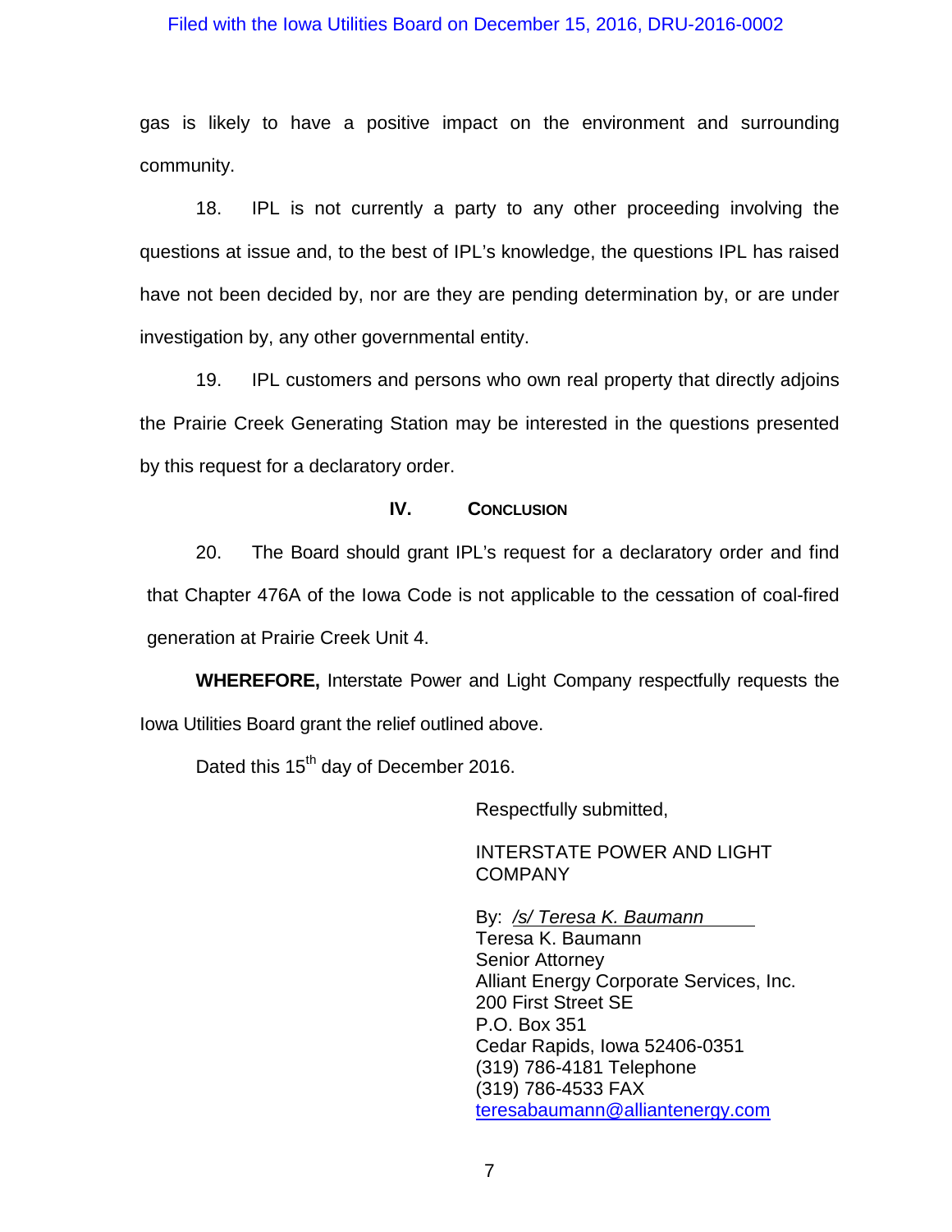gas is likely to have a positive impact on the environment and surrounding community.

18. IPL is not currently a party to any other proceeding involving the questions at issue and, to the best of IPL's knowledge, the questions IPL has raised have not been decided by, nor are they are pending determination by, or are under investigation by, any other governmental entity.

19. IPL customers and persons who own real property that directly adjoins the Prairie Creek Generating Station may be interested in the questions presented by this request for a declaratory order.

## IV. CONCLUSION

20. The Board should grant IPL's request for a declaratory order and find that Chapter 476A of the Iowa Code is not applicable to the cessation of coal-fired generation at Prairie Creek Unit 4.

**WHEREFORE,** Interstate Power and Light Company respectfully requests the Iowa Utilities Board grant the relief outlined above.

Dated this 15th day of December 2016.

Respectfully submitted,

INTERSTATE POWER AND LIGHT COMPANY

By: */s/ Teresa K. Baumann*
Teresa K. Baumann
Senior Attorney
Alliant Energy Corporate Services, Inc.
200 First Street SE
P.O. Box 351
Cedar Rapids, Iowa 52406-0351
(319) 786-4181 Telephone
(319) 786-4533 FAX
teresabaumann@alliantenergy.com